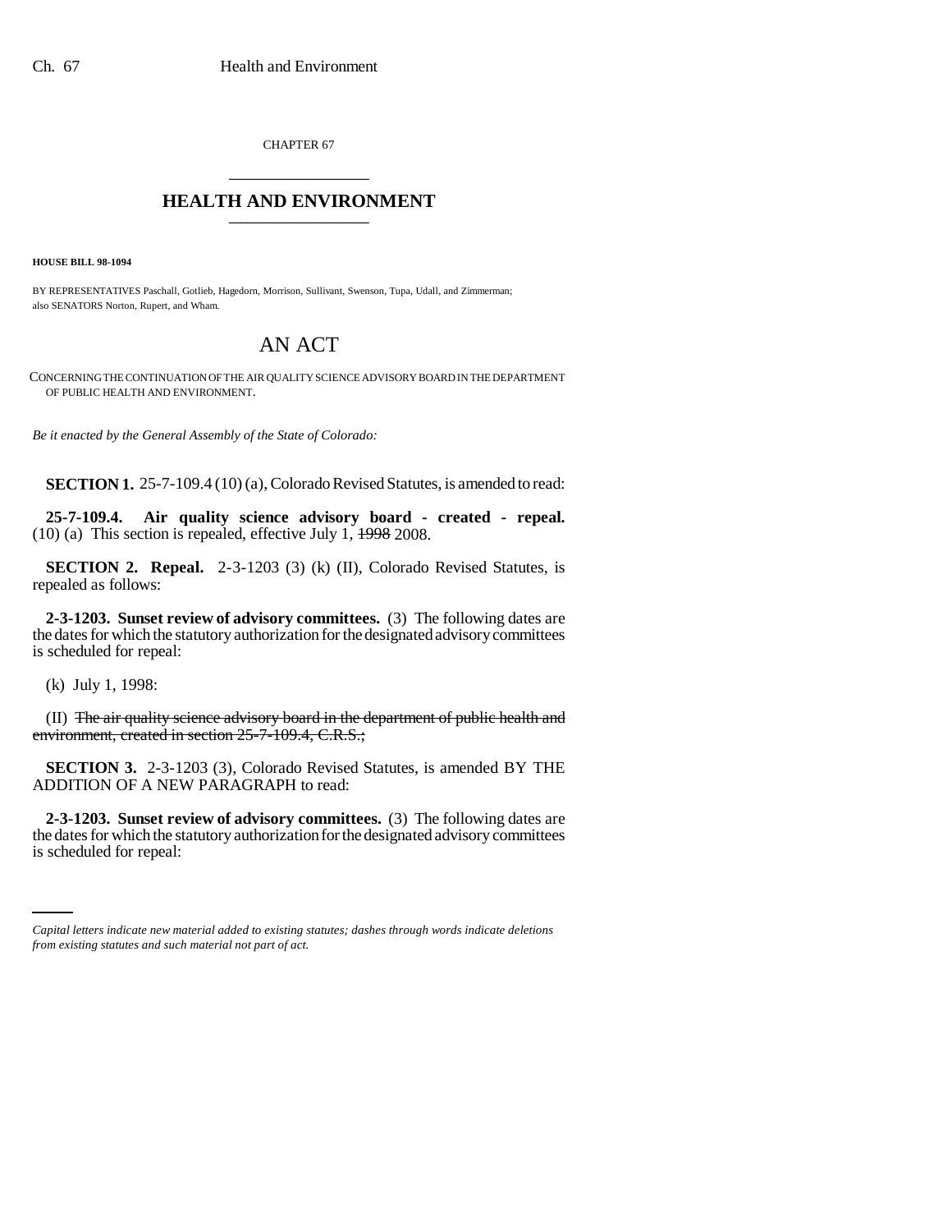CHAPTER 67

# HEALTH AND ENVIRONMENT

**HOUSE BILL 98-1094**

BY REPRESENTATIVES Paschall, Gotlieb, Hagedorn, Morrison, Sullivant, Swenson, Tupa, Udall, and Zimmerman;
also SENATORS Norton, Rupert, and Wham.

## AN ACT

CONCERNING THE CONTINUATION OF THE AIR QUALITY SCIENCE ADVISORY BOARD IN THE DEPARTMENT OF PUBLIC HEALTH AND ENVIRONMENT.

*Be it enacted by the General Assembly of the State of Colorado:*

**SECTION 1.** 25-7-109.4 (10) (a), Colorado Revised Statutes, is amended to read:

**25-7-109.4. Air quality science advisory board - created - repeal.** (10) (a) This section is repealed, effective July 1, ~~1998~~ 2008.

**SECTION 2. Repeal.** 2-3-1203 (3) (k) (II), Colorado Revised Statutes, is repealed as follows:

**2-3-1203. Sunset review of advisory committees.** (3) The following dates are the dates for which the statutory authorization for the designated advisory committees is scheduled for repeal:

(k) July 1, 1998:

(II) ~~The air quality science advisory board in the department of public health and environment, created in section 25-7-109.4, C.R.S.;~~

**SECTION 3.** 2-3-1203 (3), Colorado Revised Statutes, is amended BY THE ADDITION OF A NEW PARAGRAPH to read:

**2-3-1203. Sunset review of advisory committees.** (3) The following dates are the dates for which the statutory authorization for the designated advisory committees is scheduled for repeal:

*Capital letters indicate new material added to existing statutes; dashes through words indicate deletions from existing statutes and such material not part of act.*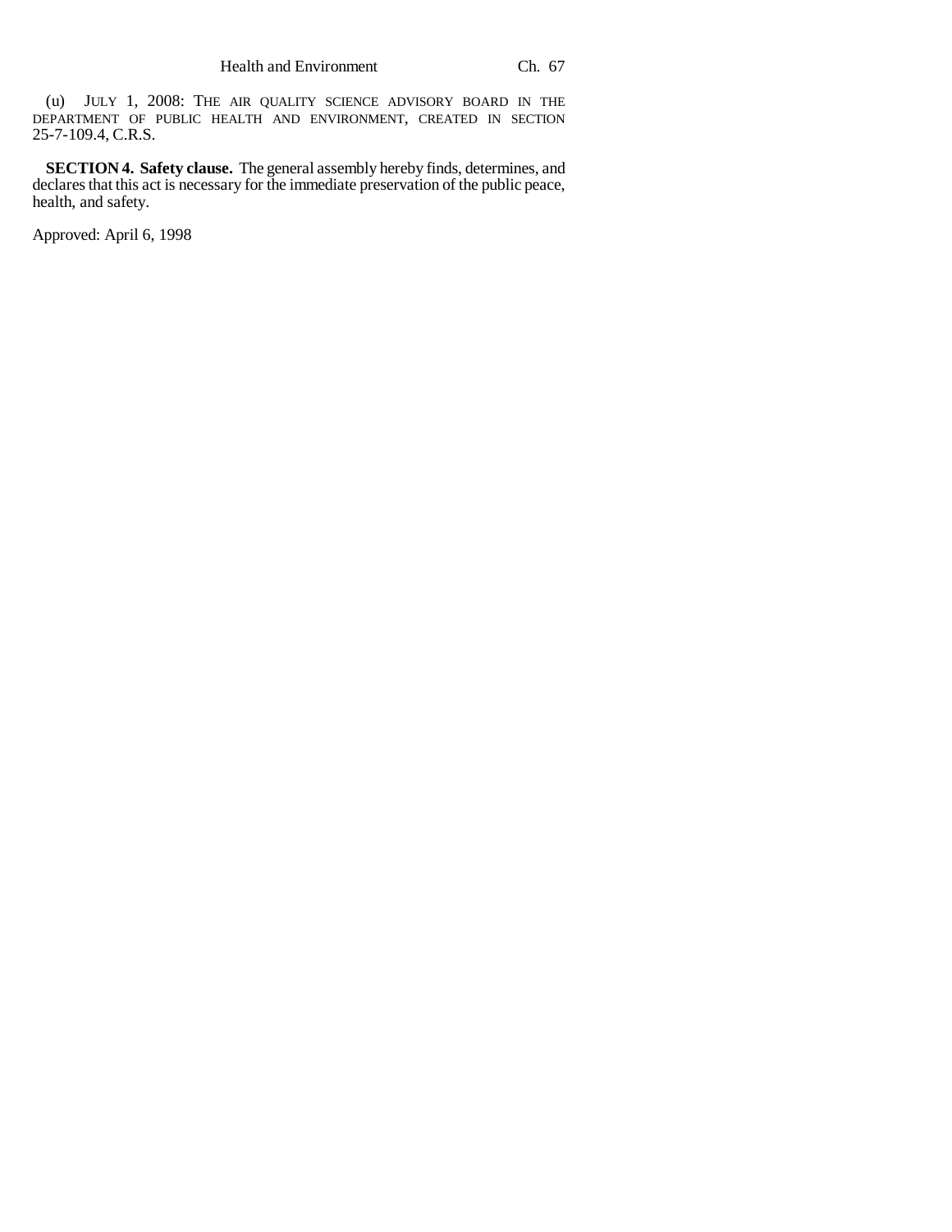(u) JULY 1, 2008: THE AIR QUALITY SCIENCE ADVISORY BOARD IN THE DEPARTMENT OF PUBLIC HEALTH AND ENVIRONMENT, CREATED IN SECTION 25-7-109.4, C.R.S.

**SECTION 4. Safety clause.** The general assembly hereby finds, determines, and declares that this act is necessary for the immediate preservation of the public peace, health, and safety.

Approved: April 6, 1998